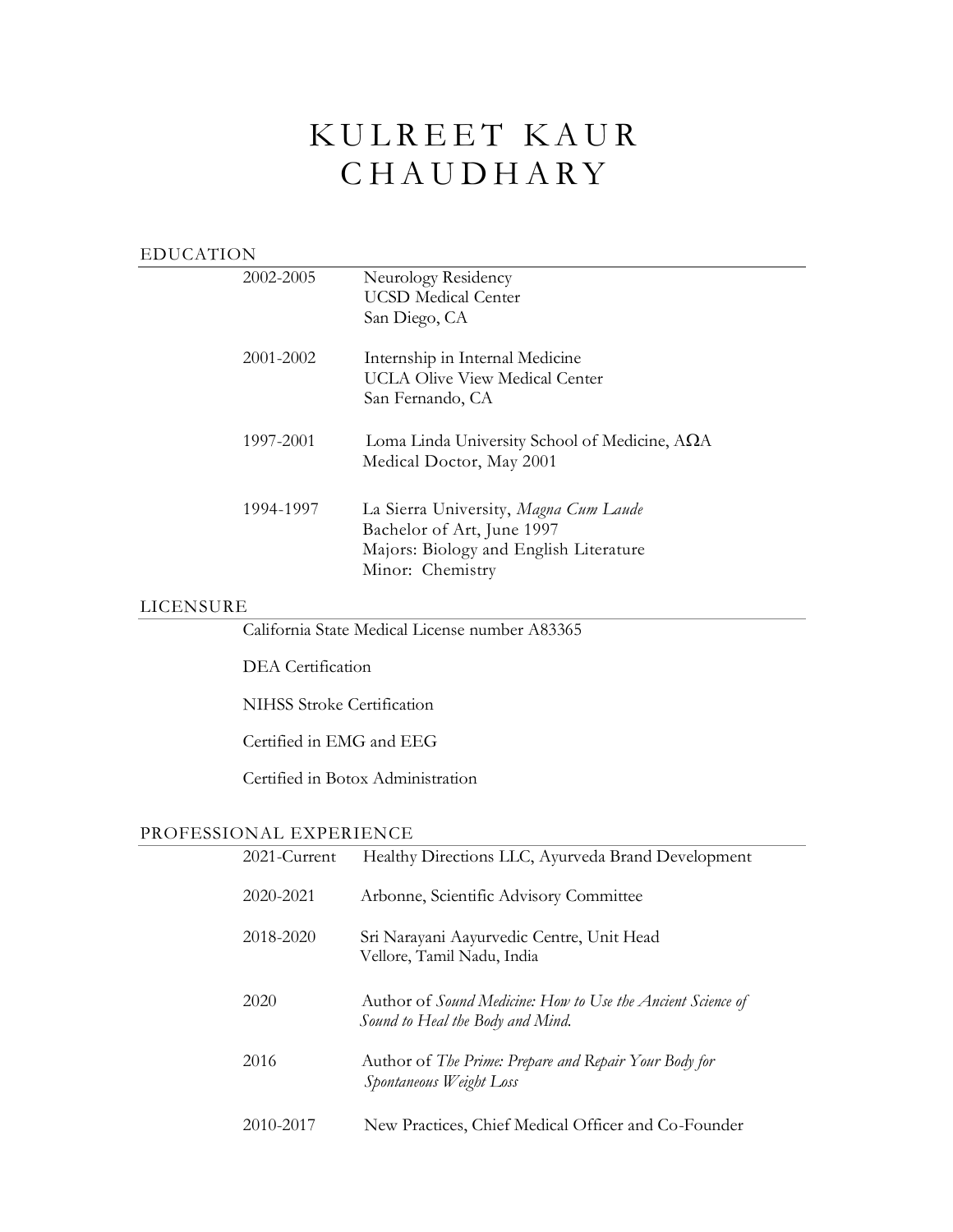# KULREET KAUR CHAUDHARY

## EDUCATION

2002-2005 — Neurology Residency
UCSD Medical Center
San Diego, CA

2001-2002 — Internship in Internal Medicine
UCLA Olive View Medical Center
San Fernando, CA

1997-2001 — Loma Linda University School of Medicine, AΩA
Medical Doctor, May 2001

1994-1997 — La Sierra University, *Magna Cum Laude*
Bachelor of Art, June 1997
Majors: Biology and English Literature
Minor: Chemistry

## LICENSURE

California State Medical License number A83365

DEA Certification

NIHSS Stroke Certification

Certified in EMG and EEG

Certified in Botox Administration

## PROFESSIONAL EXPERIENCE

2021-Current — Healthy Directions LLC, Ayurveda Brand Development

2020-2021 — Arbonne, Scientific Advisory Committee

2018-2020 — Sri Narayani Aayurvedic Centre, Unit Head
Vellore, Tamil Nadu, India

2020 — Author of *Sound Medicine: How to Use the Ancient Science of Sound to Heal the Body and Mind.*

2016 — Author of *The Prime: Prepare and Repair Your Body for Spontaneous Weight Loss*

2010-2017 — New Practices, Chief Medical Officer and Co-Founder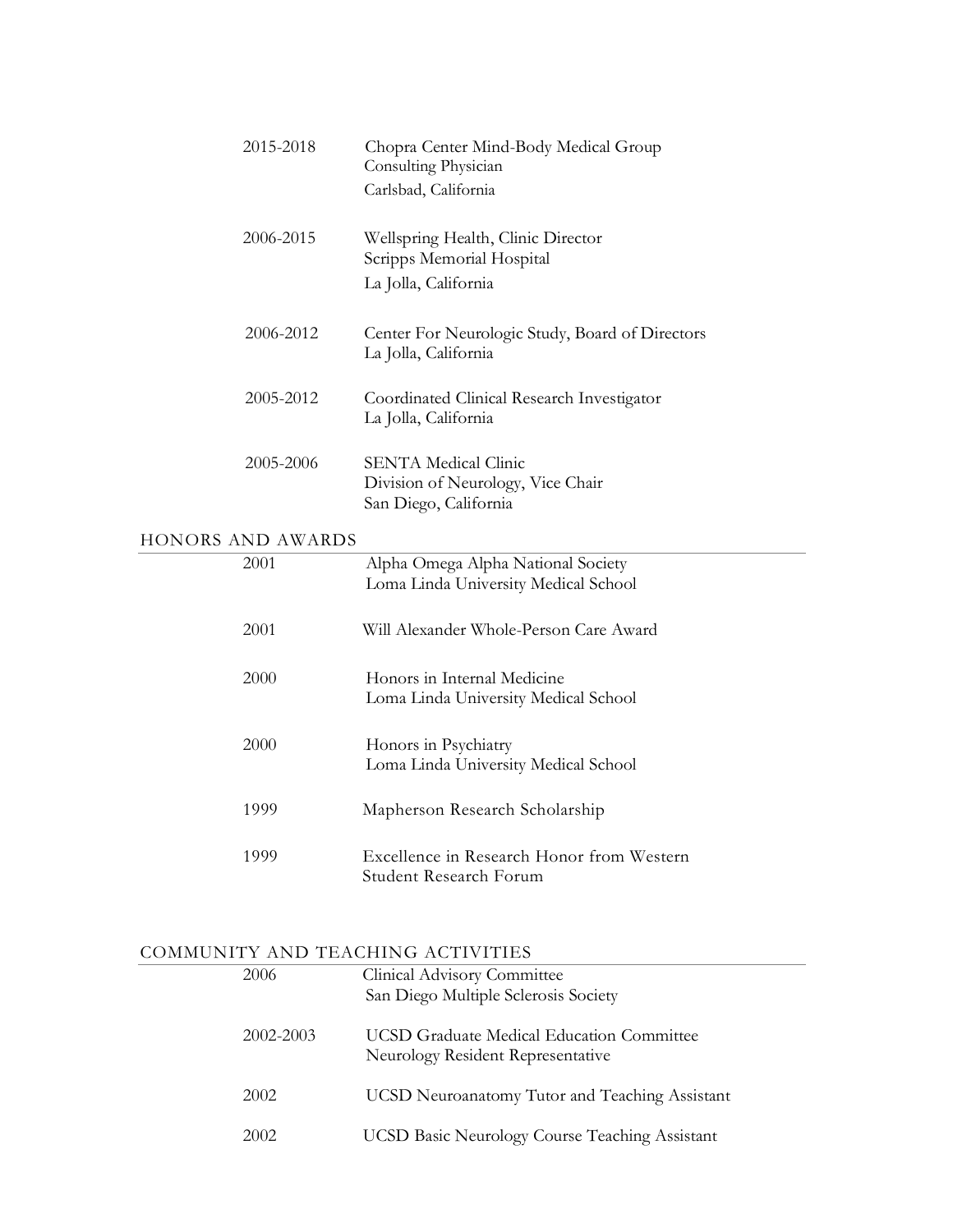| | |
|---|---|
| 2015-2018 | Chopra Center Mind-Body Medical Group<br>Consulting Physician<br>Carlsbad, California |
| 2006-2015 | Wellspring Health, Clinic Director<br>Scripps Memorial Hospital<br>La Jolla, California |
| 2006-2012 | Center For Neurologic Study, Board of Directors<br>La Jolla, California |
| 2005-2012 | Coordinated Clinical Research Investigator<br>La Jolla, California |
| 2005-2006 | SENTA Medical Clinic<br>Division of Neurology, Vice Chair<br>San Diego, California |

## HONORS AND AWARDS

| | |
|---|---|
| 2001 | Alpha Omega Alpha National Society<br>Loma Linda University Medical School |
| 2001 | Will Alexander Whole-Person Care Award |
| 2000 | Honors in Internal Medicine<br>Loma Linda University Medical School |
| 2000 | Honors in Psychiatry<br>Loma Linda University Medical School |
| 1999 | Mapherson Research Scholarship |
| 1999 | Excellence in Research Honor from Western Student Research Forum |

## COMMUNITY AND TEACHING ACTIVITIES

| | |
|---|---|
| 2006 | Clinical Advisory Committee<br>San Diego Multiple Sclerosis Society |
| 2002-2003 | UCSD Graduate Medical Education Committee<br>Neurology Resident Representative |
| 2002 | UCSD Neuroanatomy Tutor and Teaching Assistant |
| 2002 | UCSD Basic Neurology Course Teaching Assistant |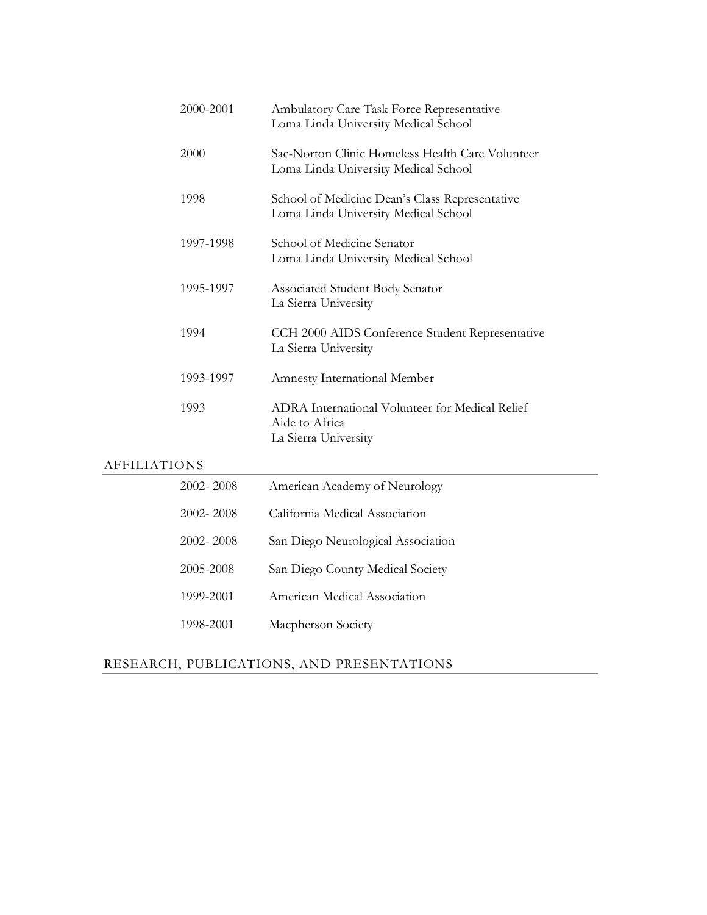| | |
|---|---|
| 2000-2001 | Ambulatory Care Task Force Representative<br>Loma Linda University Medical School |
| 2000 | Sac-Norton Clinic Homeless Health Care Volunteer<br>Loma Linda University Medical School |
| 1998 | School of Medicine Dean's Class Representative<br>Loma Linda University Medical School |
| 1997-1998 | School of Medicine Senator<br>Loma Linda University Medical School |
| 1995-1997 | Associated Student Body Senator<br>La Sierra University |
| 1994 | CCH 2000 AIDS Conference Student Representative<br>La Sierra University |
| 1993-1997 | Amnesty International Member |
| 1993 | ADRA International Volunteer for Medical Relief<br>Aide to Africa<br>La Sierra University |

## AFFILIATIONS

| | |
|---|---|
| 2002- 2008 | American Academy of Neurology |
| 2002- 2008 | California Medical Association |
| 2002- 2008 | San Diego Neurological Association |
| 2005-2008 | San Diego County Medical Society |
| 1999-2001 | American Medical Association |
| 1998-2001 | Macpherson Society |

## RESEARCH, PUBLICATIONS, AND PRESENTATIONS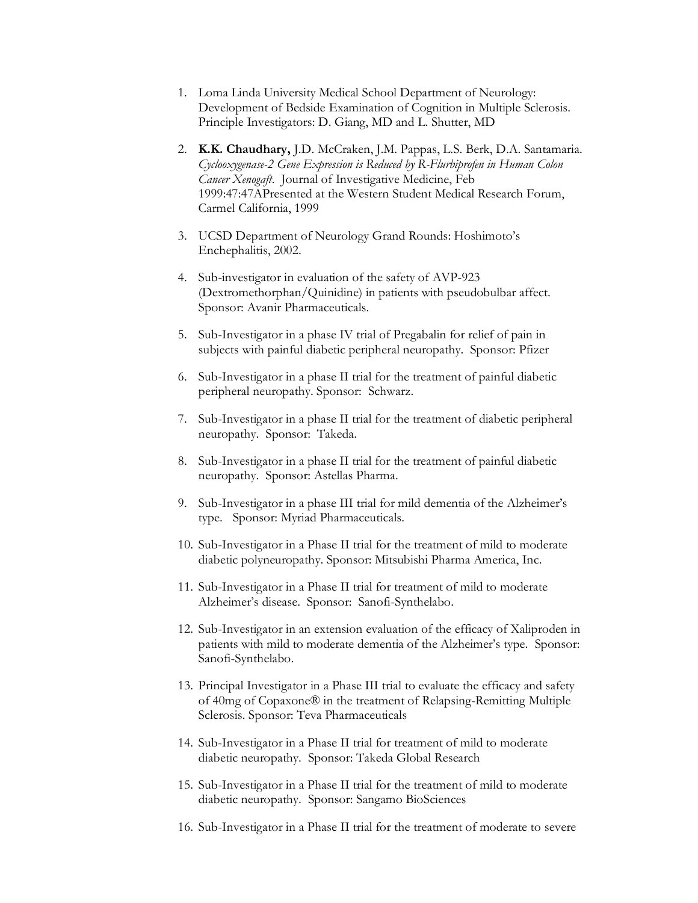1. Loma Linda University Medical School Department of Neurology: Development of Bedside Examination of Cognition in Multiple Sclerosis. Principle Investigators: D. Giang, MD and L. Shutter, MD

2. **K.K. Chaudhary,** J.D. McCraken, J.M. Pappas, L.S. Berk, D.A. Santamaria. *Cyclooxygenase-2 Gene Expression is Reduced by R-Flurbiprofen in Human Colon Cancer Xenogaft.* Journal of Investigative Medicine, Feb 1999:47:47APresented at the Western Student Medical Research Forum, Carmel California, 1999

3. UCSD Department of Neurology Grand Rounds: Hoshimoto's Enchephalitis, 2002.

4. Sub-investigator in evaluation of the safety of AVP-923 (Dextromethorphan/Quinidine) in patients with pseudobulbar affect. Sponsor: Avanir Pharmaceuticals.

5. Sub-Investigator in a phase IV trial of Pregabalin for relief of pain in subjects with painful diabetic peripheral neuropathy. Sponsor: Pfizer

6. Sub-Investigator in a phase II trial for the treatment of painful diabetic peripheral neuropathy. Sponsor: Schwarz.

7. Sub-Investigator in a phase II trial for the treatment of diabetic peripheral neuropathy. Sponsor: Takeda.

8. Sub-Investigator in a phase II trial for the treatment of painful diabetic neuropathy. Sponsor: Astellas Pharma.

9. Sub-Investigator in a phase III trial for mild dementia of the Alzheimer's type. Sponsor: Myriad Pharmaceuticals.

10. Sub-Investigator in a Phase II trial for the treatment of mild to moderate diabetic polyneuropathy. Sponsor: Mitsubishi Pharma America, Inc.

11. Sub-Investigator in a Phase II trial for treatment of mild to moderate Alzheimer's disease. Sponsor: Sanofi-Synthelabo.

12. Sub-Investigator in an extension evaluation of the efficacy of Xaliproden in patients with mild to moderate dementia of the Alzheimer's type. Sponsor: Sanofi-Synthelabo.

13. Principal Investigator in a Phase III trial to evaluate the efficacy and safety of 40mg of Copaxone® in the treatment of Relapsing-Remitting Multiple Sclerosis. Sponsor: Teva Pharmaceuticals

14. Sub-Investigator in a Phase II trial for treatment of mild to moderate diabetic neuropathy. Sponsor: Takeda Global Research

15. Sub-Investigator in a Phase II trial for the treatment of mild to moderate diabetic neuropathy. Sponsor: Sangamo BioSciences

16. Sub-Investigator in a Phase II trial for the treatment of moderate to severe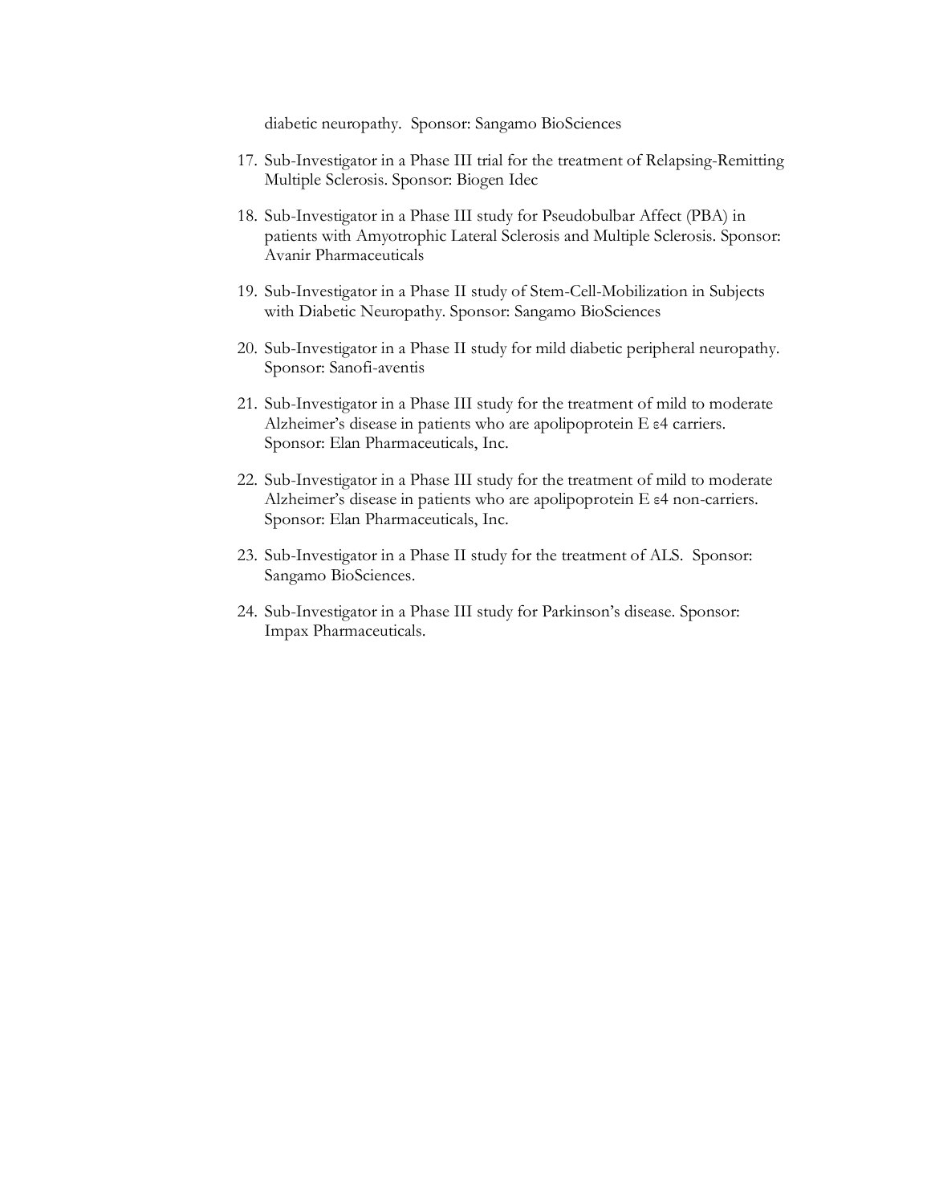diabetic neuropathy. Sponsor: Sangamo BioSciences

17. Sub-Investigator in a Phase III trial for the treatment of Relapsing-Remitting Multiple Sclerosis. Sponsor: Biogen Idec

18. Sub-Investigator in a Phase III study for Pseudobulbar Affect (PBA) in patients with Amyotrophic Lateral Sclerosis and Multiple Sclerosis. Sponsor: Avanir Pharmaceuticals

19. Sub-Investigator in a Phase II study of Stem-Cell-Mobilization in Subjects with Diabetic Neuropathy. Sponsor: Sangamo BioSciences

20. Sub-Investigator in a Phase II study for mild diabetic peripheral neuropathy. Sponsor: Sanofi-aventis

21. Sub-Investigator in a Phase III study for the treatment of mild to moderate Alzheimer's disease in patients who are apolipoprotein E ε4 carriers. Sponsor: Elan Pharmaceuticals, Inc.

22. Sub-Investigator in a Phase III study for the treatment of mild to moderate Alzheimer's disease in patients who are apolipoprotein E ε4 non-carriers. Sponsor: Elan Pharmaceuticals, Inc.

23. Sub-Investigator in a Phase II study for the treatment of ALS. Sponsor: Sangamo BioSciences.

24. Sub-Investigator in a Phase III study for Parkinson's disease. Sponsor: Impax Pharmaceuticals.